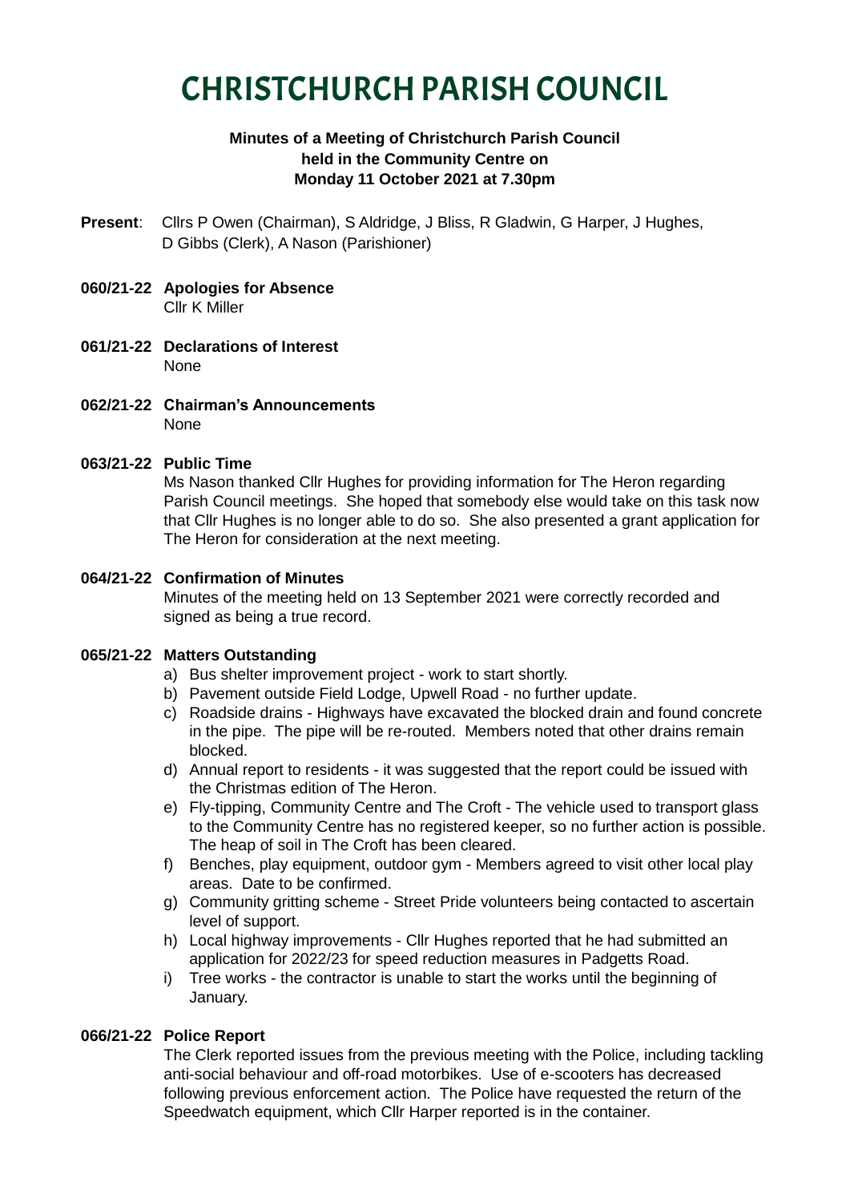# CHRISTCHURCH PARISH COUNCIL

**Minutes of a Meeting of Christchurch Parish Council held in the Community Centre on Monday 11 October 2021 at 7.30pm**

**Present**: Cllrs P Owen (Chairman), S Aldridge, J Bliss, R Gladwin, G Harper, J Hughes, D Gibbs (Clerk), A Nason (Parishioner)

**060/21-22 Apologies for Absence**
Cllr K Miller

**061/21-22 Declarations of Interest**
None

**062/21-22 Chairman's Announcements**
None

**063/21-22 Public Time**
Ms Nason thanked Cllr Hughes for providing information for The Heron regarding Parish Council meetings. She hoped that somebody else would take on this task now that Cllr Hughes is no longer able to do so. She also presented a grant application for The Heron for consideration at the next meeting.

**064/21-22 Confirmation of Minutes**
Minutes of the meeting held on 13 September 2021 were correctly recorded and signed as being a true record.

**065/21-22 Matters Outstanding**

a) Bus shelter improvement project - work to start shortly.
b) Pavement outside Field Lodge, Upwell Road - no further update.
c) Roadside drains - Highways have excavated the blocked drain and found concrete in the pipe. The pipe will be re-routed. Members noted that other drains remain blocked.
d) Annual report to residents - it was suggested that the report could be issued with the Christmas edition of The Heron.
e) Fly-tipping, Community Centre and The Croft - The vehicle used to transport glass to the Community Centre has no registered keeper, so no further action is possible. The heap of soil in The Croft has been cleared.
f) Benches, play equipment, outdoor gym - Members agreed to visit other local play areas. Date to be confirmed.
g) Community gritting scheme - Street Pride volunteers being contacted to ascertain level of support.
h) Local highway improvements - Cllr Hughes reported that he had submitted an application for 2022/23 for speed reduction measures in Padgetts Road.
i) Tree works - the contractor is unable to start the works until the beginning of January.

**066/21-22 Police Report**
The Clerk reported issues from the previous meeting with the Police, including tackling anti-social behaviour and off-road motorbikes. Use of e-scooters has decreased following previous enforcement action. The Police have requested the return of the Speedwatch equipment, which Cllr Harper reported is in the container.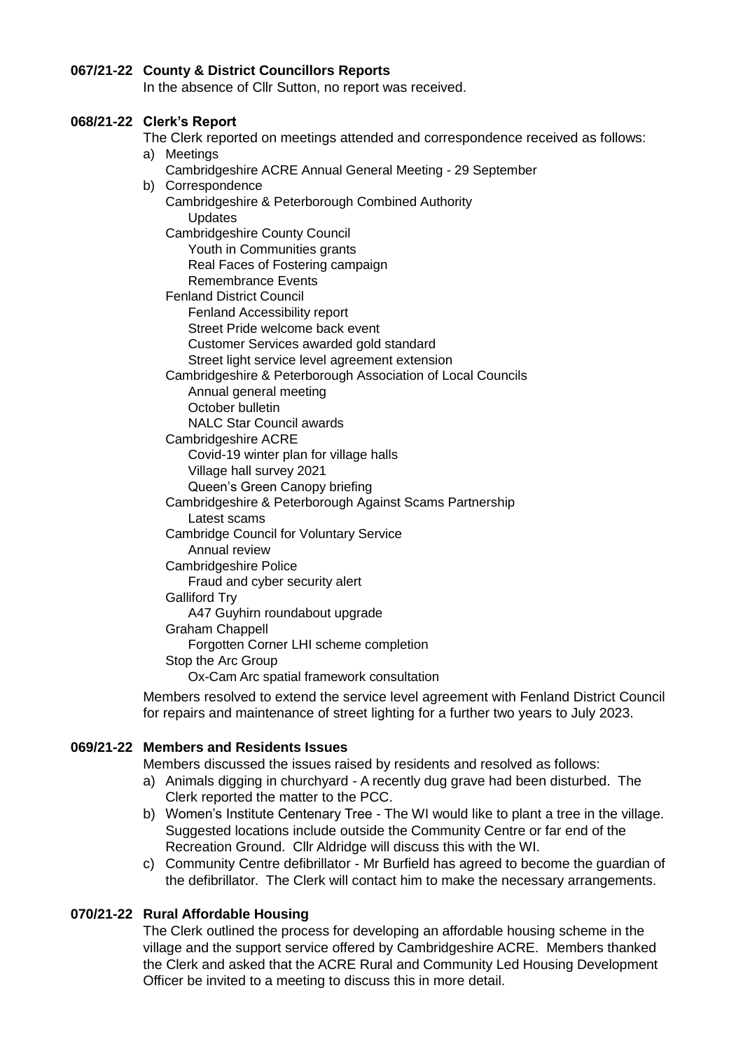**067/21-22 County & District Councillors Reports**

In the absence of Cllr Sutton, no report was received.

**068/21-22 Clerk's Report**

The Clerk reported on meetings attended and correspondence received as follows:

a) Meetings
   - Cambridgeshire ACRE Annual General Meeting - 29 September

b) Correspondence
   - Cambridgeshire & Peterborough Combined Authority
     - Updates
   - Cambridgeshire County Council
     - Youth in Communities grants
     - Real Faces of Fostering campaign
     - Remembrance Events
   - Fenland District Council
     - Fenland Accessibility report
     - Street Pride welcome back event
     - Customer Services awarded gold standard
     - Street light service level agreement extension
   - Cambridgeshire & Peterborough Association of Local Councils
     - Annual general meeting
     - October bulletin
     - NALC Star Council awards
   - Cambridgeshire ACRE
     - Covid-19 winter plan for village halls
     - Village hall survey 2021
     - Queen's Green Canopy briefing
   - Cambridgeshire & Peterborough Against Scams Partnership
     - Latest scams
   - Cambridge Council for Voluntary Service
     - Annual review
   - Cambridgeshire Police
     - Fraud and cyber security alert
   - Galliford Try
     - A47 Guyhirn roundabout upgrade
   - Graham Chappell
     - Forgotten Corner LHI scheme completion
   - Stop the Arc Group
     - Ox-Cam Arc spatial framework consultation

Members resolved to extend the service level agreement with Fenland District Council for repairs and maintenance of street lighting for a further two years to July 2023.

**069/21-22 Members and Residents Issues**

Members discussed the issues raised by residents and resolved as follows:

a) Animals digging in churchyard - A recently dug grave had been disturbed. The Clerk reported the matter to the PCC.
b) Women's Institute Centenary Tree - The WI would like to plant a tree in the village. Suggested locations include outside the Community Centre or far end of the Recreation Ground. Cllr Aldridge will discuss this with the WI.
c) Community Centre defibrillator - Mr Burfield has agreed to become the guardian of the defibrillator. The Clerk will contact him to make the necessary arrangements.

**070/21-22 Rural Affordable Housing**

The Clerk outlined the process for developing an affordable housing scheme in the village and the support service offered by Cambridgeshire ACRE. Members thanked the Clerk and asked that the ACRE Rural and Community Led Housing Development Officer be invited to a meeting to discuss this in more detail.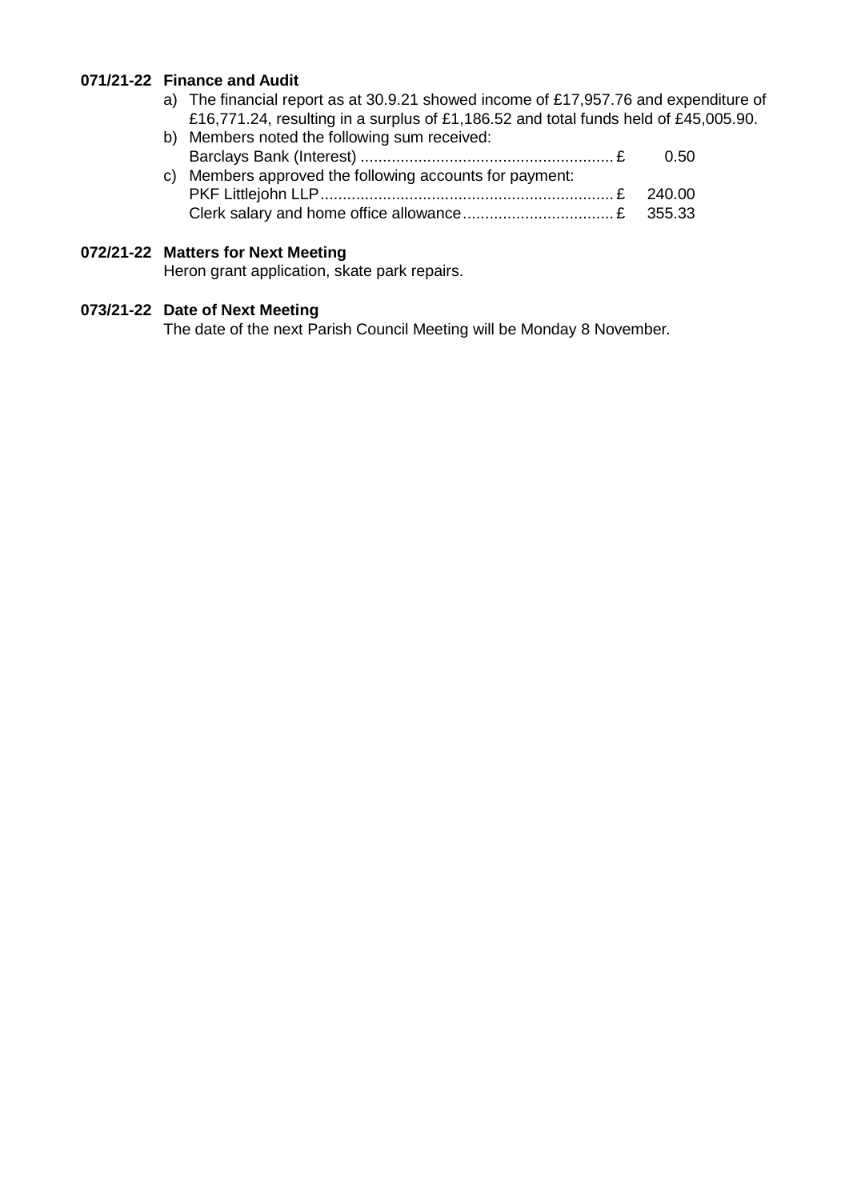**071/21-22 Finance and Audit**

a) The financial report as at 30.9.21 showed income of £17,957.76 and expenditure of £16,771.24, resulting in a surplus of £1,186.52 and total funds held of £45,005.90.

b) Members noted the following sum received:

| | | |
|---|---|---|
| Barclays Bank (Interest) | £ | 0.50 |

c) Members approved the following accounts for payment:

| | | |
|---|---|---|
| PKF Littlejohn LLP | £ | 240.00 |
| Clerk salary and home office allowance | £ | 355.33 |

**072/21-22 Matters for Next Meeting**

Heron grant application, skate park repairs.

**073/21-22 Date of Next Meeting**

The date of the next Parish Council Meeting will be Monday 8 November.